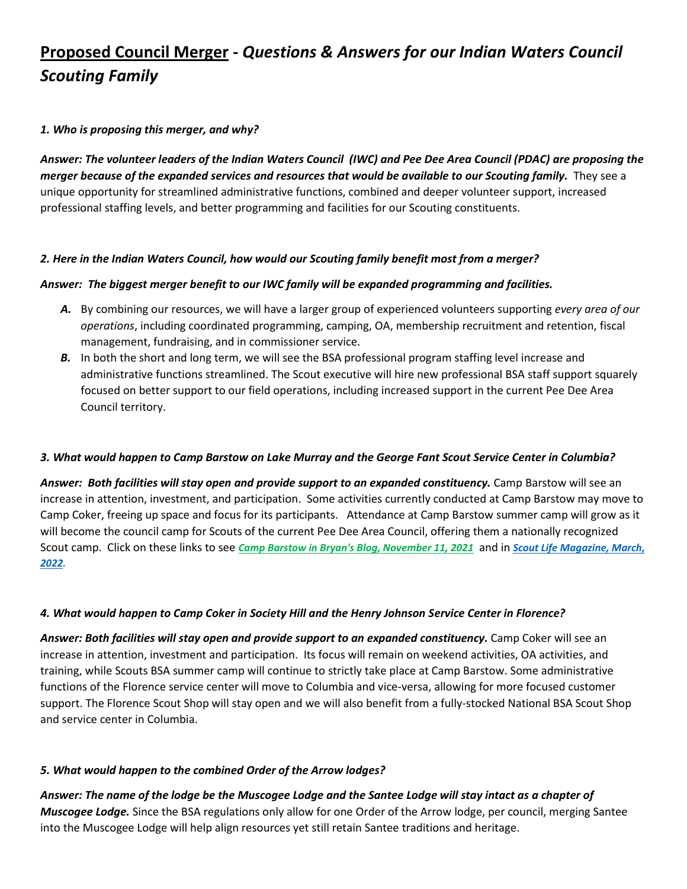# **Proposed Council Merger** - *Questions & Answers for our Indian Waters Council Scouting Family*

***1. Who is proposing this merger, and why?***

***Answer: The volunteer leaders of the Indian Waters Council (IWC) and Pee Dee Area Council (PDAC) are proposing the merger because of the expanded services and resources that would be available to our Scouting family.*** They see a unique opportunity for streamlined administrative functions, combined and deeper volunteer support, increased professional staffing levels, and better programming and facilities for our Scouting constituents.

***2. Here in the Indian Waters Council, how would our Scouting family benefit most from a merger?***

***Answer: The biggest merger benefit to our IWC family will be expanded programming and facilities.***

- ***A.*** By combining our resources, we will have a larger group of experienced volunteers supporting *every area of our operations*, including coordinated programming, camping, OA, membership recruitment and retention, fiscal management, fundraising, and in commissioner service.
- ***B.*** In both the short and long term, we will see the BSA professional program staffing level increase and administrative functions streamlined. The Scout executive will hire new professional BSA staff support squarely focused on better support to our field operations, including increased support in the current Pee Dee Area Council territory.

***3. What would happen to Camp Barstow on Lake Murray and the George Fant Scout Service Center in Columbia?***

***Answer: Both facilities will stay open and provide support to an expanded constituency.*** Camp Barstow will see an increase in attention, investment, and participation. Some activities currently conducted at Camp Barstow may move to Camp Coker, freeing up space and focus for its participants. Attendance at Camp Barstow summer camp will grow as it will become the council camp for Scouts of the current Pee Dee Area Council, offering them a nationally recognized Scout camp. Click on these links to see ***Camp Barstow in Bryan's Blog, November 11, 2021*** and in ***Scout Life Magazine, March, 2022.***

***4. What would happen to Camp Coker in Society Hill and the Henry Johnson Service Center in Florence?***

***Answer: Both facilities will stay open and provide support to an expanded constituency.*** Camp Coker will see an increase in attention, investment and participation. Its focus will remain on weekend activities, OA activities, and training, while Scouts BSA summer camp will continue to strictly take place at Camp Barstow. Some administrative functions of the Florence service center will move to Columbia and vice-versa, allowing for more focused customer support. The Florence Scout Shop will stay open and we will also benefit from a fully-stocked National BSA Scout Shop and service center in Columbia.

***5. What would happen to the combined Order of the Arrow lodges?***

***Answer: The name of the lodge be the Muscogee Lodge and the Santee Lodge will stay intact as a chapter of Muscogee Lodge.*** Since the BSA regulations only allow for one Order of the Arrow lodge, per council, merging Santee into the Muscogee Lodge will help align resources yet still retain Santee traditions and heritage.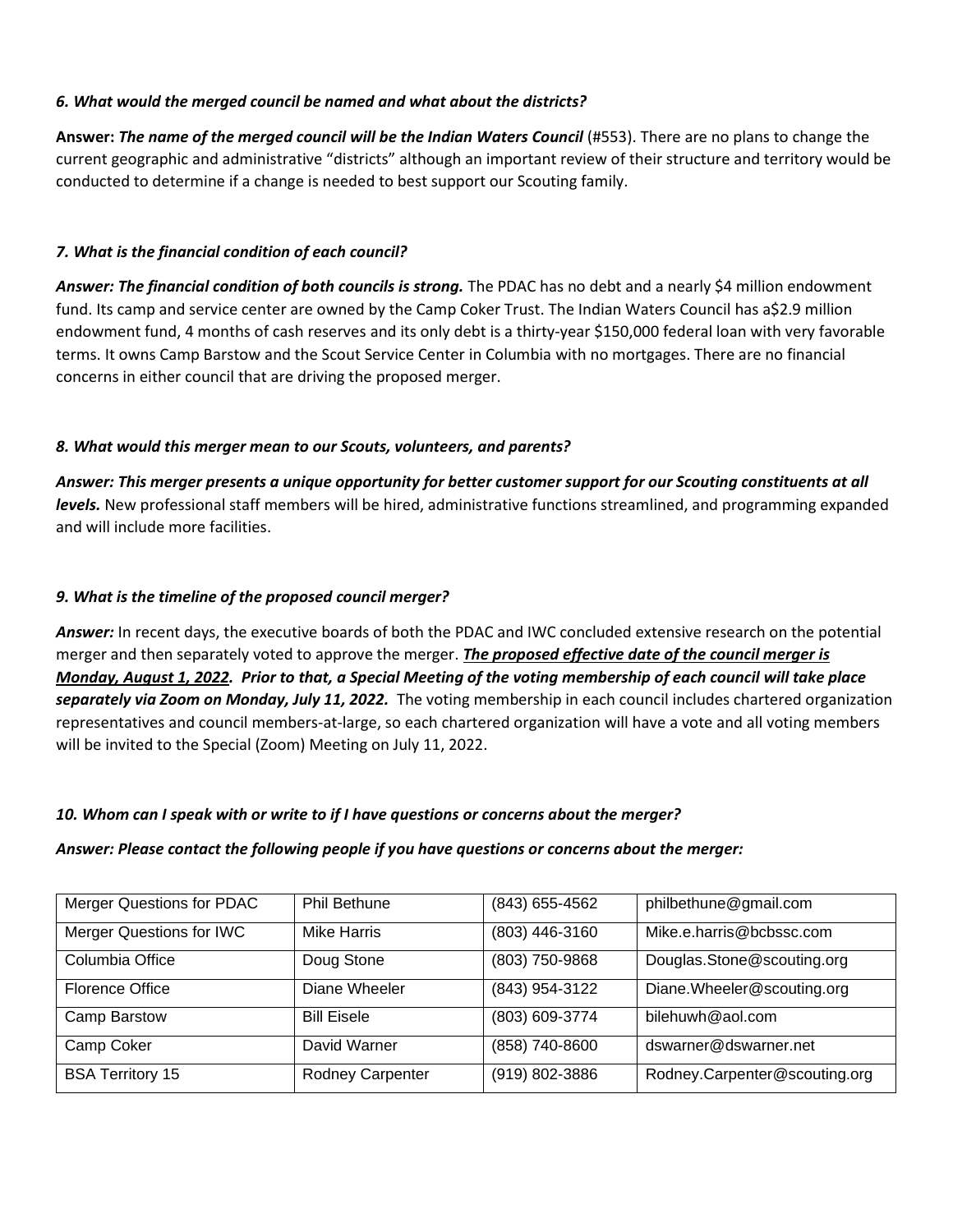***6. What would the merged council be named and what about the districts?***

**Answer:** ***The name of the merged council will be the Indian Waters Council*** (#553). There are no plans to change the current geographic and administrative "districts" although an important review of their structure and territory would be conducted to determine if a change is needed to best support our Scouting family.

***7. What is the financial condition of each council?***

***Answer: The financial condition of both councils is strong.*** The PDAC has no debt and a nearly $4 million endowment fund. Its camp and service center are owned by the Camp Coker Trust. The Indian Waters Council has a$2.9 million endowment fund, 4 months of cash reserves and its only debt is a thirty-year $150,000 federal loan with very favorable terms. It owns Camp Barstow and the Scout Service Center in Columbia with no mortgages. There are no financial concerns in either council that are driving the proposed merger.

***8. What would this merger mean to our Scouts, volunteers, and parents?***

***Answer: This merger presents a unique opportunity for better customer support for our Scouting constituents at all levels.*** New professional staff members will be hired, administrative functions streamlined, and programming expanded and will include more facilities.

***9. What is the timeline of the proposed council merger?***

***Answer:*** In recent days, the executive boards of both the PDAC and IWC concluded extensive research on the potential merger and then separately voted to approve the merger. ***<u>The proposed effective date of the council merger is Monday, August 1, 2022</u>. Prior to that, a Special Meeting of the voting membership of each council will take place separately via Zoom on Monday, July 11, 2022.*** The voting membership in each council includes chartered organization representatives and council members-at-large, so each chartered organization will have a vote and all voting members will be invited to the Special (Zoom) Meeting on July 11, 2022.

***10. Whom can I speak with or write to if I have questions or concerns about the merger?***

***Answer: Please contact the following people if you have questions or concerns about the merger:***

| | | | |
|---|---|---|---|
| Merger Questions for PDAC | Phil Bethune | (843) 655-4562 | philbethune@gmail.com |
| Merger Questions for IWC | Mike Harris | (803) 446-3160 | Mike.e.harris@bcbssc.com |
| Columbia Office | Doug Stone | (803) 750-9868 | Douglas.Stone@scouting.org |
| Florence Office | Diane Wheeler | (843) 954-3122 | Diane.Wheeler@scouting.org |
| Camp Barstow | Bill Eisele | (803) 609-3774 | bilehuwh@aol.com |
| Camp Coker | David Warner | (858) 740-8600 | dswarner@dswarner.net |
| BSA Territory 15 | Rodney Carpenter | (919) 802-3886 | Rodney.Carpenter@scouting.org |